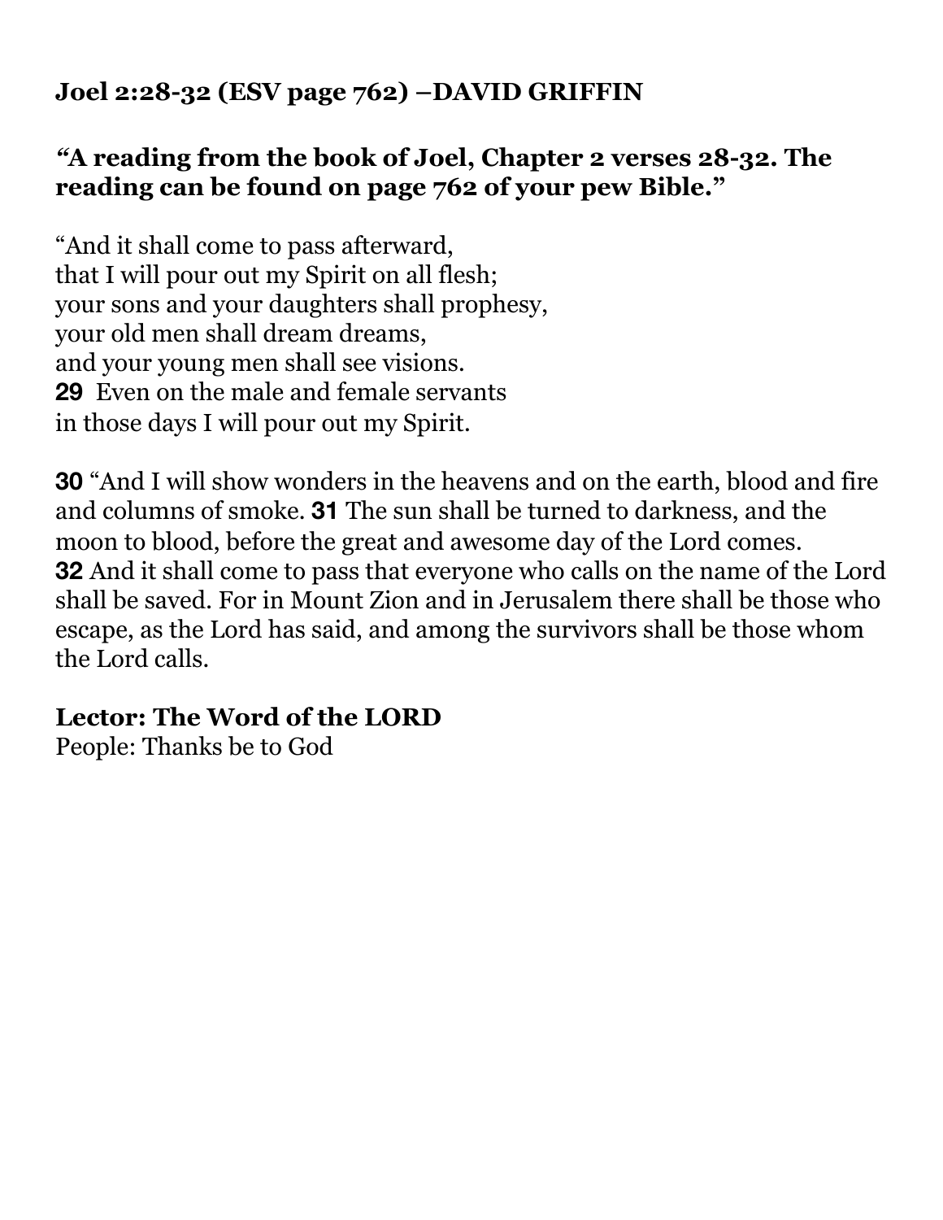**Joel 2:28-32 (ESV page 762) –DAVID GRIFFIN**

***"A reading from the book of Joel, Chapter 2 verses 28-32. The reading can be found on page 762 of your pew Bible."***

"And it shall come to pass afterward,
that I will pour out my Spirit on all flesh;
your sons and your daughters shall prophesy,
your old men shall dream dreams,
and your young men shall see visions.
**29** Even on the male and female servants
in those days I will pour out my Spirit.

**30** "And I will show wonders in the heavens and on the earth, blood and fire and columns of smoke. **31** The sun shall be turned to darkness, and the moon to blood, before the great and awesome day of the Lord comes.
**32** And it shall come to pass that everyone who calls on the name of the Lord shall be saved. For in Mount Zion and in Jerusalem there shall be those who escape, as the Lord has said, and among the survivors shall be those whom the Lord calls.

**Lector: The Word of the LORD**
People: Thanks be to God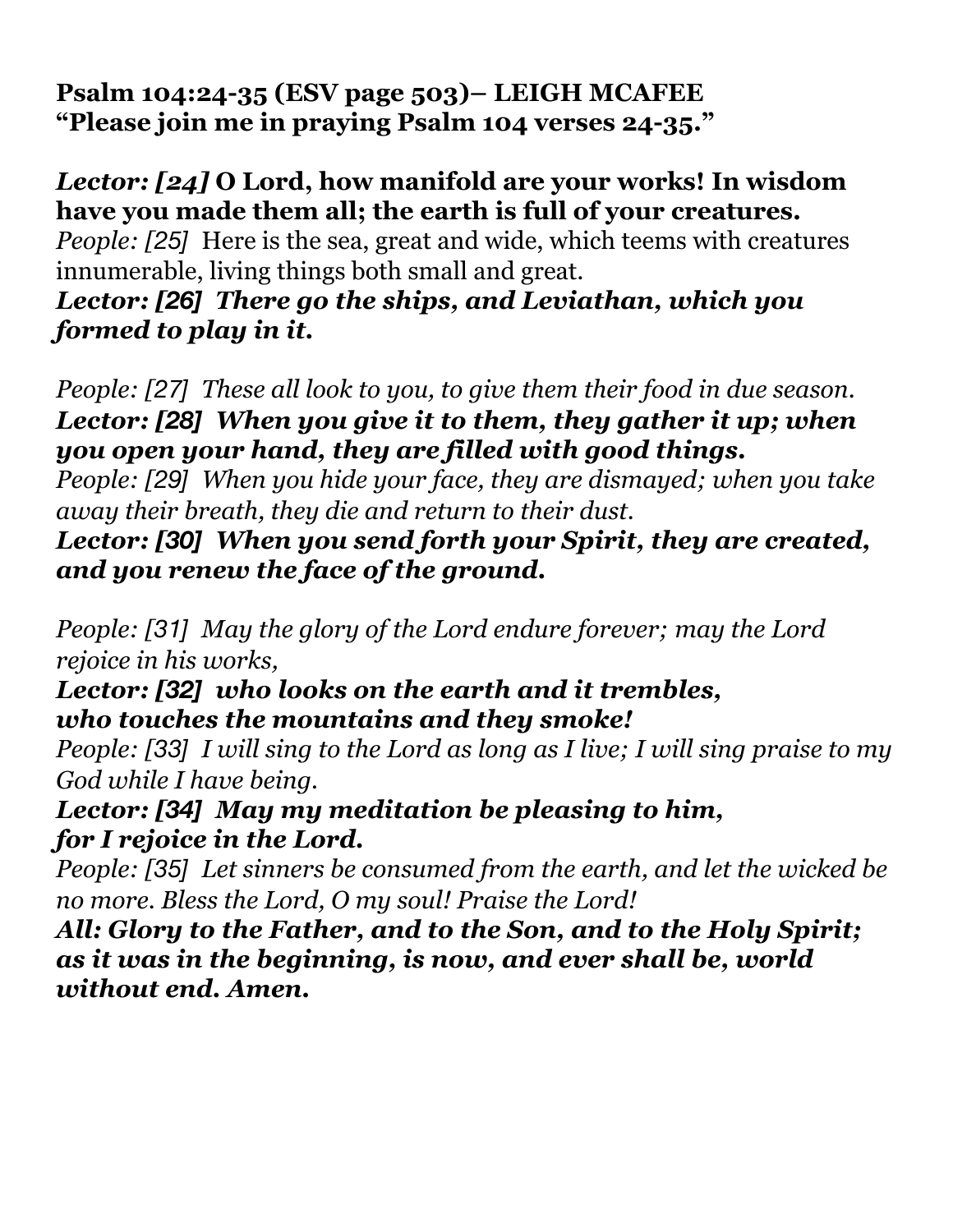**Psalm 104:24-35 (ESV page 503)– LEIGH MCAFEE**
**"Please join me in praying Psalm 104 verses 24-35."**

***Lector: [24]*** **O Lord, how manifold are your works! In wisdom have you made them all; the earth is full of your creatures.**
*People: [25]* Here is the sea, great and wide, which teems with creatures innumerable, living things both small and great.
***Lector: [26] There go the ships, and Leviathan, which you formed to play in it.***

*People: [27] These all look to you, to give them their food in due season.*
***Lector: [28] When you give it to them, they gather it up; when you open your hand, they are filled with good things.***
*People: [29] When you hide your face, they are dismayed; when you take away their breath, they die and return to their dust.*
***Lector: [30] When you send forth your Spirit, they are created, and you renew the face of the ground.***

*People: [31] May the glory of the Lord endure forever; may the Lord rejoice in his works,*
***Lector: [32] who looks on the earth and it trembles, who touches the mountains and they smoke!***
*People: [33] I will sing to the Lord as long as I live; I will sing praise to my God while I have being.*
***Lector: [34] May my meditation be pleasing to him, for I rejoice in the Lord.***
*People: [35] Let sinners be consumed from the earth, and let the wicked be no more. Bless the Lord, O my soul! Praise the Lord!*
***All: Glory to the Father, and to the Son, and to the Holy Spirit; as it was in the beginning, is now, and ever shall be, world without end. Amen.***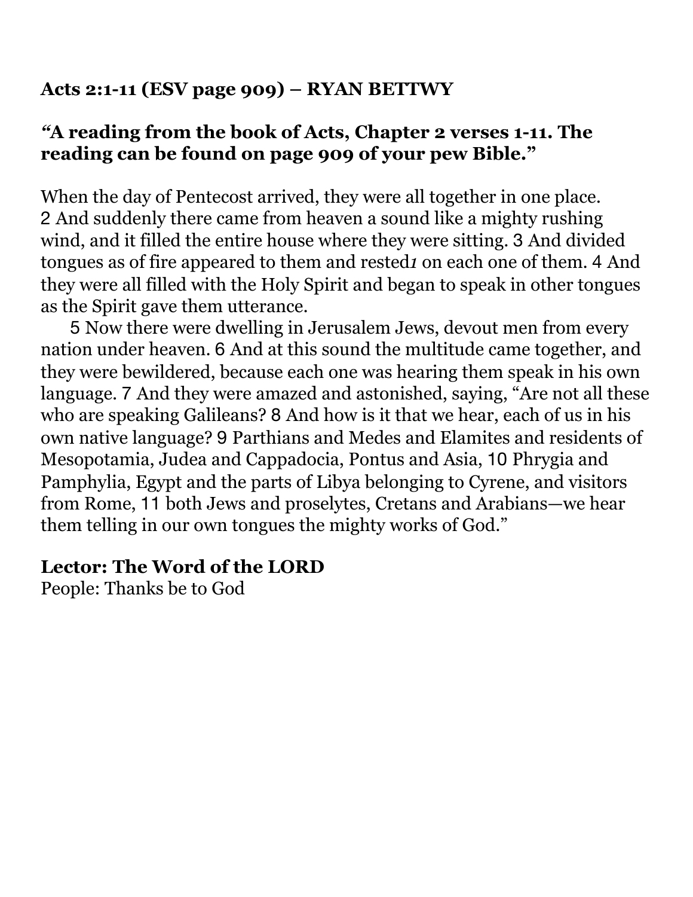**Acts 2:1-11 (ESV page 909) – RYAN BETTWY**

***"A reading from the book of Acts, Chapter 2 verses 1-11. The reading can be found on page 909 of your pew Bible."***

When the day of Pentecost arrived, they were all together in one place. 2 And suddenly there came from heaven a sound like a mighty rushing wind, and it filled the entire house where they were sitting. 3 And divided tongues as of fire appeared to them and rested[1] on each one of them. 4 And they were all filled with the Holy Spirit and began to speak in other tongues as the Spirit gave them utterance.

5 Now there were dwelling in Jerusalem Jews, devout men from every nation under heaven. 6 And at this sound the multitude came together, and they were bewildered, because each one was hearing them speak in his own language. 7 And they were amazed and astonished, saying, "Are not all these who are speaking Galileans? 8 And how is it that we hear, each of us in his own native language? 9 Parthians and Medes and Elamites and residents of Mesopotamia, Judea and Cappadocia, Pontus and Asia, 10 Phrygia and Pamphylia, Egypt and the parts of Libya belonging to Cyrene, and visitors from Rome, 11 both Jews and proselytes, Cretans and Arabians—we hear them telling in our own tongues the mighty works of God."

**Lector: The Word of the LORD**
People: Thanks be to God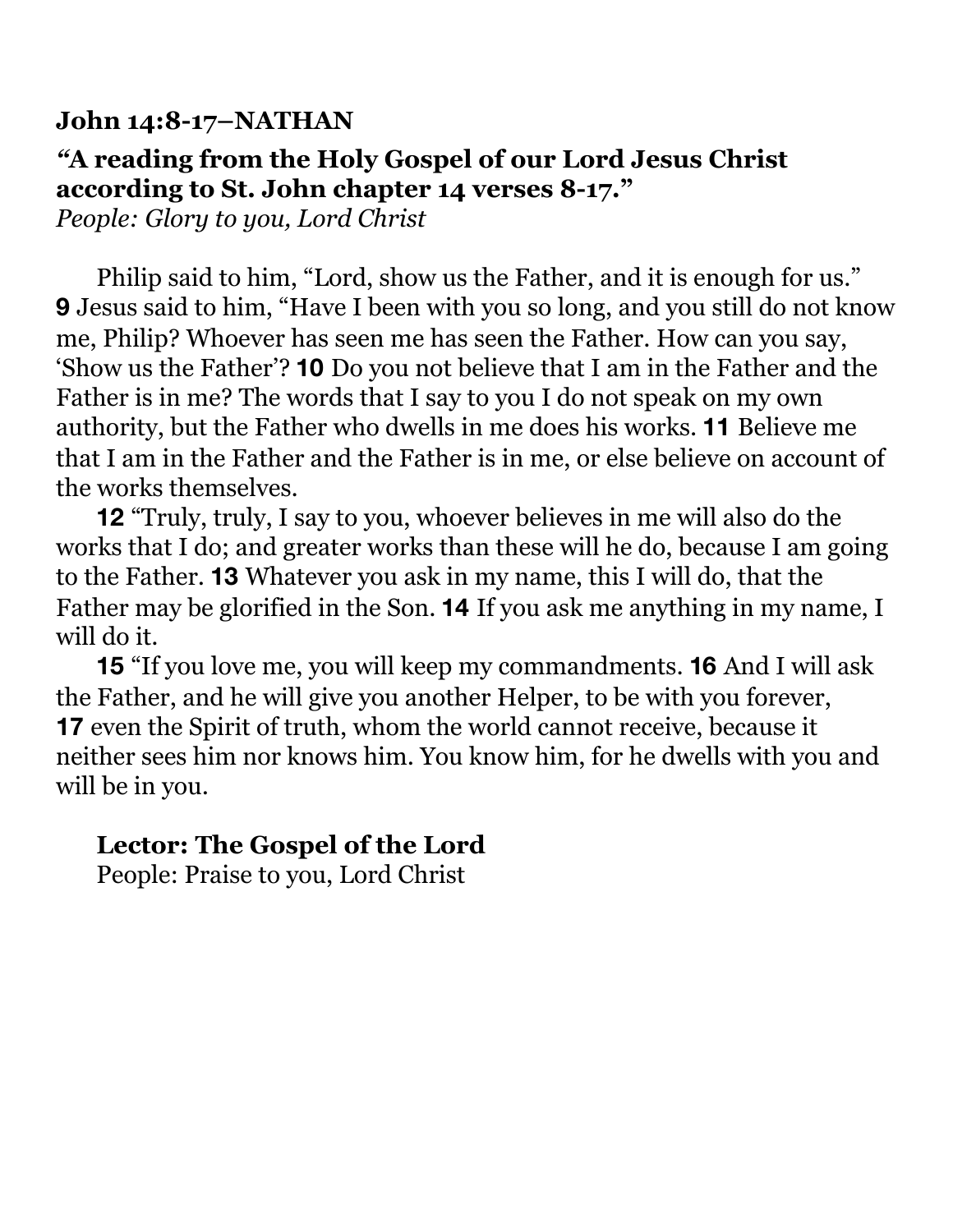**John 14:8-17–NATHAN**

***"A reading from the Holy Gospel of our Lord Jesus Christ according to St. John chapter 14 verses 8-17."***

*People: Glory to you, Lord Christ*

Philip said to him, "Lord, show us the Father, and it is enough for us." **9** Jesus said to him, "Have I been with you so long, and you still do not know me, Philip? Whoever has seen me has seen the Father. How can you say, 'Show us the Father'? **10** Do you not believe that I am in the Father and the Father is in me? The words that I say to you I do not speak on my own authority, but the Father who dwells in me does his works. **11** Believe me that I am in the Father and the Father is in me, or else believe on account of the works themselves.

**12** "Truly, truly, I say to you, whoever believes in me will also do the works that I do; and greater works than these will he do, because I am going to the Father. **13** Whatever you ask in my name, this I will do, that the Father may be glorified in the Son. **14** If you ask me anything in my name, I will do it.

**15** "If you love me, you will keep my commandments. **16** And I will ask the Father, and he will give you another Helper, to be with you forever, **17** even the Spirit of truth, whom the world cannot receive, because it neither sees him nor knows him. You know him, for he dwells with you and will be in you.

**Lector: The Gospel of the Lord**

People: Praise to you, Lord Christ